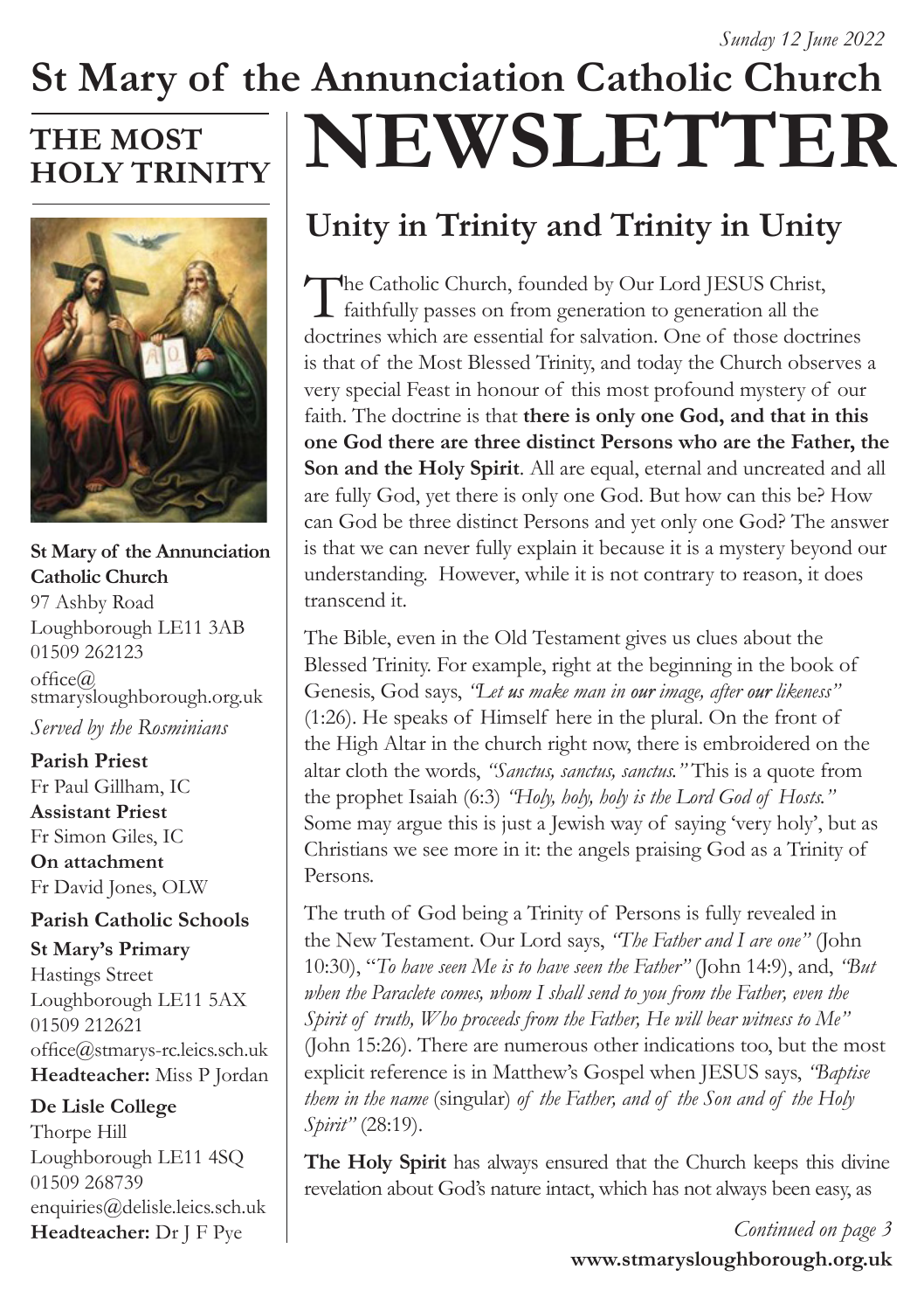*Sunday 12 June 2022*

# St Mary of the Annunciation Catholic Church

# NEWSLETTER

## THE MOST HOLY TRINITY

**St Mary of the Annunciation Catholic Church**
97 Ashby Road
Loughborough LE11 3AB
01509 262123
office@stmarysloughborough.org.uk

*Served by the Rosminians*

**Parish Priest**
Fr Paul Gillham, IC
**Assistant Priest**
Fr Simon Giles, IC
**On attachment**
Fr David Jones, OLW

**Parish Catholic Schools**

**St Mary's Primary**
Hastings Street
Loughborough LE11 5AX
01509 212621
office@stmarys-rc.leics.sch.uk
**Headteacher:** Miss P Jordan

**De Lisle College**
Thorpe Hill
Loughborough LE11 4SQ
01509 268739
enquiries@delisle.leics.sch.uk
**Headteacher:** Dr J F Pye

## Unity in Trinity and Trinity in Unity

The Catholic Church, founded by Our Lord JESUS Christ, faithfully passes on from generation to generation all the doctrines which are essential for salvation. One of those doctrines is that of the Most Blessed Trinity, and today the Church observes a very special Feast in honour of this most profound mystery of our faith. The doctrine is that **there is only one God, and that in this one God there are three distinct Persons who are the Father, the Son and the Holy Spirit**. All are equal, eternal and uncreated and all are fully God, yet there is only one God. But how can this be? How can God be three distinct Persons and yet only one God? The answer is that we can never fully explain it because it is a mystery beyond our understanding. However, while it is not contrary to reason, it does transcend it.

The Bible, even in the Old Testament gives us clues about the Blessed Trinity. For example, right at the beginning in the book of Genesis, God says, *"Let **us** make man in **our** image, after **our** likeness"* (1:26). He speaks of Himself here in the plural. On the front of the High Altar in the church right now, there is embroidered on the altar cloth the words, *"Sanctus, sanctus, sanctus."* This is a quote from the prophet Isaiah (6:3) *"Holy, holy, holy is the Lord God of Hosts."* Some may argue this is just a Jewish way of saying 'very holy', but as Christians we see more in it: the angels praising God as a Trinity of Persons.

The truth of God being a Trinity of Persons is fully revealed in the New Testament. Our Lord says, *"The Father and I are one"* (John 10:30), "*To have seen Me is to have seen the Father"* (John 14:9), and, *"But when the Paraclete comes, whom I shall send to you from the Father, even the Spirit of truth, Who proceeds from the Father, He will bear witness to Me"* (John 15:26). There are numerous other indications too, but the most explicit reference is in Matthew's Gospel when JESUS says, *"Baptise them in the name* (singular) *of the Father, and of the Son and of the Holy Spirit"* (28:19).

**The Holy Spirit** has always ensured that the Church keeps this divine revelation about God's nature intact, which has not always been easy, as

*Continued on page 3*

**www.stmarysloughborough.org.uk**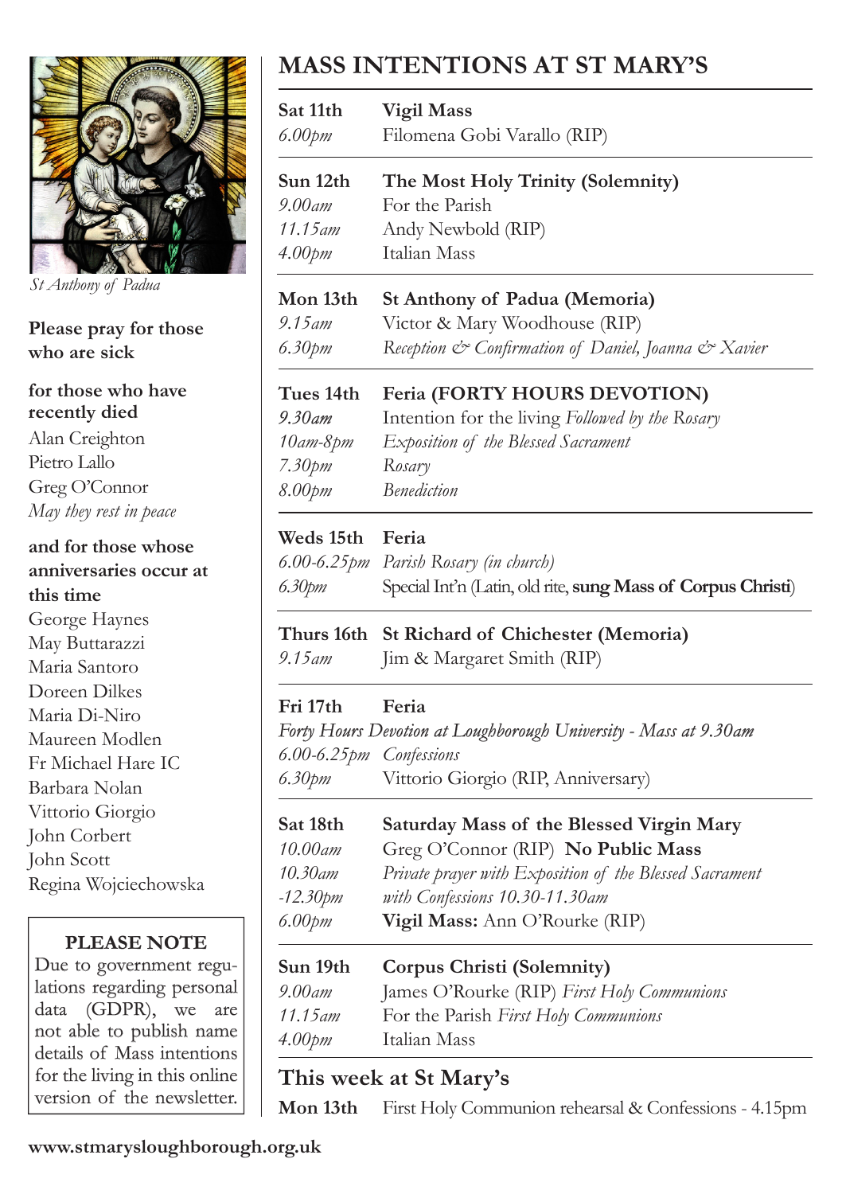St Anthony of Padua

**Please pray for those who are sick**

**for those who have recently died**

Alan Creighton
Pietro Lallo
Greg O'Connor
*May they rest in peace*

**and for those whose anniversaries occur at this time**

George Haynes
May Buttarazzi
Maria Santoro
Doreen Dilkes
Maria Di-Niro
Maureen Modlen
Fr Michael Hare IC
Barbara Nolan
Vittorio Giorgio
John Corbert
John Scott
Regina Wojciechowska

**PLEASE NOTE**

Due to government regulations regarding personal data (GDPR), we are not able to publish name details of Mass intentions for the living in this online version of the newsletter.

# MASS INTENTIONS AT ST MARY'S

**Sat 11th** — **Vigil Mass**
*6.00pm* — Filomena Gobi Varallo (RIP)

**Sun 12th** — **The Most Holy Trinity (Solemnity)**
*9.00am* — For the Parish
*11.15am* — Andy Newbold (RIP)
*4.00pm* — Italian Mass

**Mon 13th** — **St Anthony of Padua (Memoria)**
*9.15am* — Victor & Mary Woodhouse (RIP)
*6.30pm* — *Reception & Confirmation of Daniel, Joanna & Xavier*

**Tues 14th** — **Feria (FORTY HOURS DEVOTION)**
*9.30am* — Intention for the living *Followed by the Rosary*
*10am-8pm* — *Exposition of the Blessed Sacrament*
*7.30pm* — *Rosary*
*8.00pm* — *Benediction*

**Weds 15th** — **Feria**
*6.00-6.25pm* — *Parish Rosary (in church)*
*6.30pm* — Special Int'n (Latin, old rite, **sung Mass of Corpus Christi**)

**Thurs 16th** — **St Richard of Chichester (Memoria)**
*9.15am* — Jim & Margaret Smith (RIP)

**Fri 17th** — **Feria**
*Forty Hours Devotion at Loughborough University - Mass at 9.30am*
*6.00-6.25pm* — *Confessions*
*6.30pm* — Vittorio Giorgio (RIP, Anniversary)

**Sat 18th** — **Saturday Mass of the Blessed Virgin Mary**
*10.00am* — Greg O'Connor (RIP) **No Public Mass**
*10.30am -12.30pm* — *Private prayer with Exposition of the Blessed Sacrament with Confessions 10.30-11.30am*
*6.00pm* — **Vigil Mass:** Ann O'Rourke (RIP)

**Sun 19th** — **Corpus Christi (Solemnity)**
*9.00am* — James O'Rourke (RIP) *First Holy Communions*
*11.15am* — For the Parish *First Holy Communions*
*4.00pm* — Italian Mass

## This week at St Mary's

**Mon 13th** — First Holy Communion rehearsal & Confessions - 4.15pm

**www.stmarysloughborough.org.uk**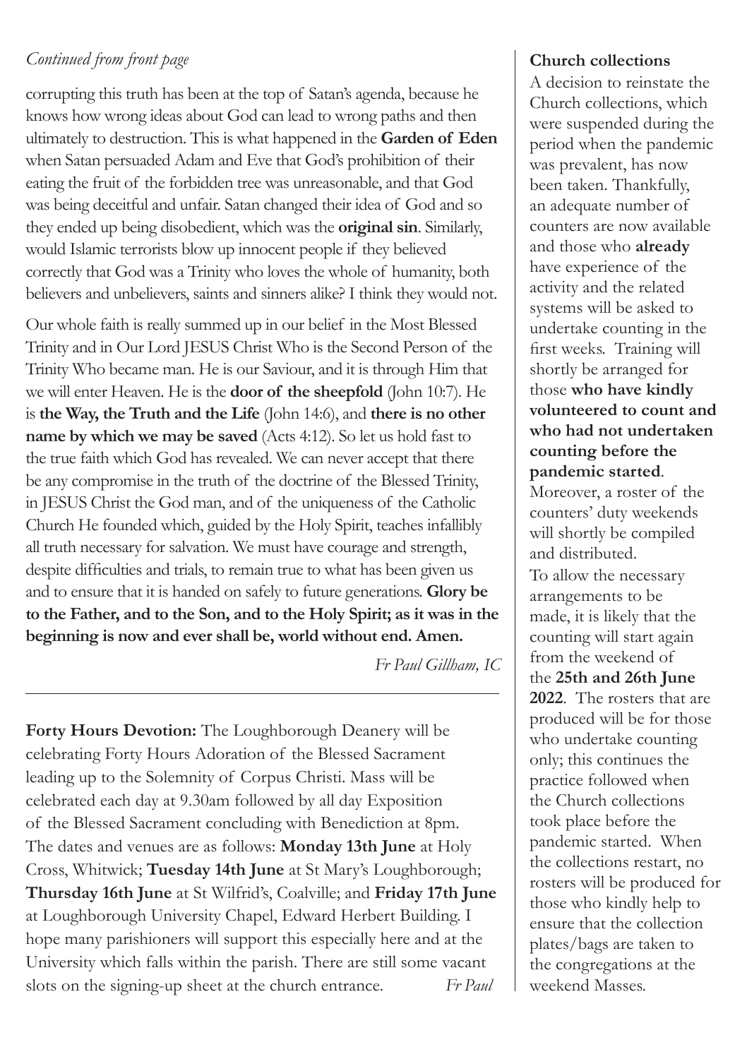*Continued from front page*

corrupting this truth has been at the top of Satan's agenda, because he knows how wrong ideas about God can lead to wrong paths and then ultimately to destruction. This is what happened in the **Garden of Eden** when Satan persuaded Adam and Eve that God's prohibition of their eating the fruit of the forbidden tree was unreasonable, and that God was being deceitful and unfair. Satan changed their idea of God and so they ended up being disobedient, which was the **original sin**. Similarly, would Islamic terrorists blow up innocent people if they believed correctly that God was a Trinity who loves the whole of humanity, both believers and unbelievers, saints and sinners alike? I think they would not.

Our whole faith is really summed up in our belief in the Most Blessed Trinity and in Our Lord JESUS Christ Who is the Second Person of the Trinity Who became man. He is our Saviour, and it is through Him that we will enter Heaven. He is the **door of the sheepfold** (John 10:7). He is **the Way, the Truth and the Life** (John 14:6), and **there is no other name by which we may be saved** (Acts 4:12). So let us hold fast to the true faith which God has revealed. We can never accept that there be any compromise in the truth of the doctrine of the Blessed Trinity, in JESUS Christ the God man, and of the uniqueness of the Catholic Church He founded which, guided by the Holy Spirit, teaches infallibly all truth necessary for salvation. We must have courage and strength, despite difficulties and trials, to remain true to what has been given us and to ensure that it is handed on safely to future generations. **Glory be to the Father, and to the Son, and to the Holy Spirit; as it was in the beginning is now and ever shall be, world without end. Amen.**

*Fr Paul Gillham, IC*

---

**Forty Hours Devotion:** The Loughborough Deanery will be celebrating Forty Hours Adoration of the Blessed Sacrament leading up to the Solemnity of Corpus Christi. Mass will be celebrated each day at 9.30am followed by all day Exposition of the Blessed Sacrament concluding with Benediction at 8pm. The dates and venues are as follows: **Monday 13th June** at Holy Cross, Whitwick; **Tuesday 14th June** at St Mary's Loughborough; **Thursday 16th June** at St Wilfrid's, Coalville; and **Friday 17th June** at Loughborough University Chapel, Edward Herbert Building. I hope many parishioners will support this especially here and at the University which falls within the parish. There are still some vacant slots on the signing-up sheet at the church entrance. *Fr Paul*

**Church collections**

A decision to reinstate the Church collections, which were suspended during the period when the pandemic was prevalent, has now been taken. Thankfully, an adequate number of counters are now available and those who **already** have experience of the activity and the related systems will be asked to undertake counting in the first weeks. Training will shortly be arranged for those **who have kindly volunteered to count and who had not undertaken counting before the pandemic started**.

Moreover, a roster of the counters' duty weekends will shortly be compiled and distributed.

To allow the necessary arrangements to be made, it is likely that the counting will start again from the weekend of the **25th and 26th June 2022**. The rosters that are produced will be for those who undertake counting only; this continues the practice followed when the Church collections took place before the pandemic started. When the collections restart, no rosters will be produced for those who kindly help to ensure that the collection plates/bags are taken to the congregations at the weekend Masses.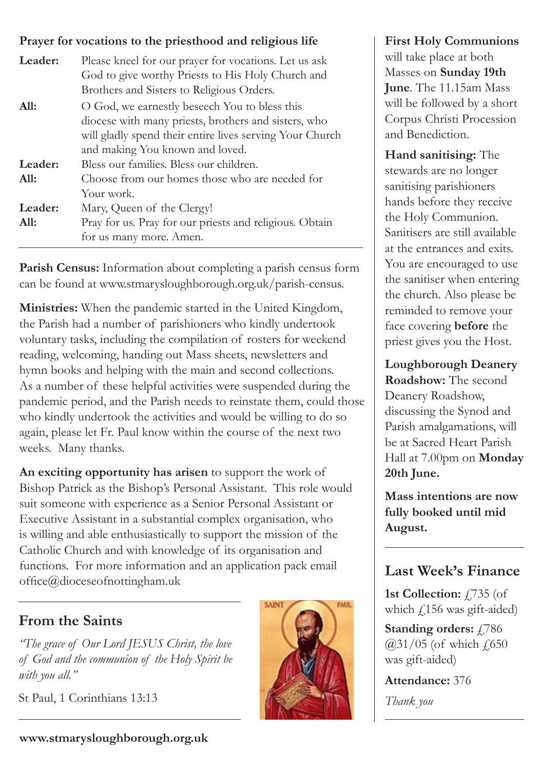**Prayer for vocations to the priesthood and religious life**

**Leader:** Please kneel for our prayer for vocations. Let us ask God to give worthy Priests to His Holy Church and Brothers and Sisters to Religious Orders.

**All:** O God, we earnestly beseech You to bless this diocese with many priests, brothers and sisters, who will gladly spend their entire lives serving Your Church and making You known and loved.

**Leader:** Bless our families. Bless our children.

**All:** Choose from our homes those who are needed for Your work.

**Leader:** Mary, Queen of the Clergy!

**All:** Pray for us. Pray for our priests and religious. Obtain for us many more. Amen.

**Parish Census:** Information about completing a parish census form can be found at www.stmarysloughborough.org.uk/parish-census.

**Ministries:** When the pandemic started in the United Kingdom, the Parish had a number of parishioners who kindly undertook voluntary tasks, including the compilation of rosters for weekend reading, welcoming, handing out Mass sheets, newsletters and hymn books and helping with the main and second collections. As a number of these helpful activities were suspended during the pandemic period, and the Parish needs to reinstate them, could those who kindly undertook the activities and would be willing to do so again, please let Fr. Paul know within the course of the next two weeks. Many thanks.

**An exciting opportunity has arisen** to support the work of Bishop Patrick as the Bishop's Personal Assistant. This role would suit someone with experience as a Senior Personal Assistant or Executive Assistant in a substantial complex organisation, who is willing and able enthusiastically to support the mission of the Catholic Church and with knowledge of its organisation and functions. For more information and an application pack email office@dioceseofnottingham.uk

## From the Saints

*"The grace of Our Lord JESUS Christ, the love of God and the communion of the Holy Spirit be with you all."*

St Paul, 1 Corinthians 13:13

**First Holy Communions** will take place at both Masses on **Sunday 19th June**. The 11.15am Mass will be followed by a short Corpus Christi Procession and Benediction.

**Hand sanitising:** The stewards are no longer sanitising parishioners hands before they receive the Holy Communion. Sanitisers are still available at the entrances and exits. You are encouraged to use the sanitiser when entering the church. Also please be reminded to remove your face covering **before** the priest gives you the Host.

**Loughborough Deanery Roadshow:** The second Deanery Roadshow, discussing the Synod and Parish amalgamations, will be at Sacred Heart Parish Hall at 7.00pm on **Monday 20th June.**

**Mass intentions are now fully booked until mid August.**

## Last Week's Finance

**1st Collection:** £735 (of which £156 was gift-aided)

**Standing orders:** £786 @31/05 (of which £650 was gift-aided)

**Attendance:** 376

*Thank you*

**www.stmarysloughborough.org.uk**